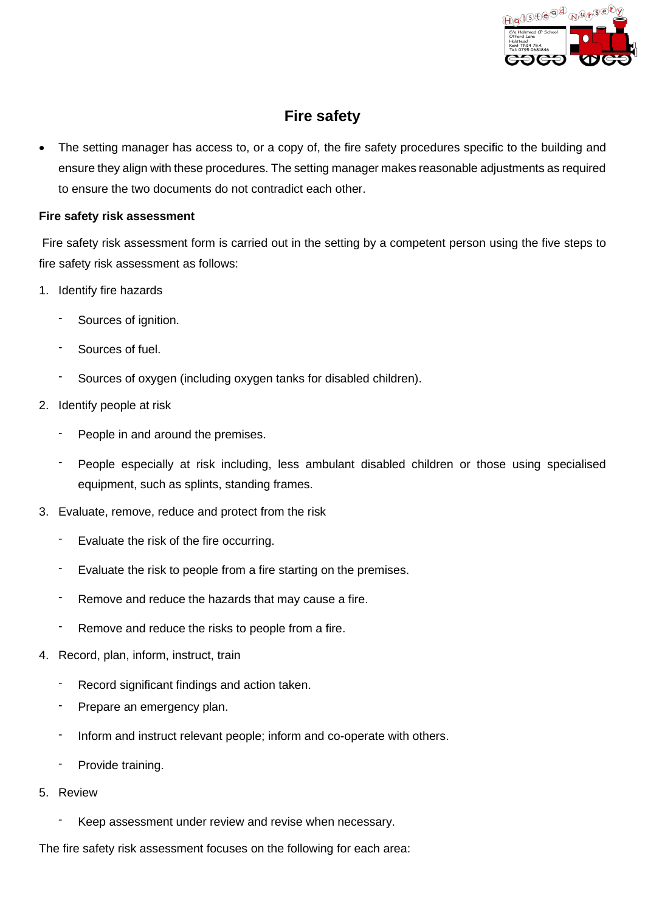# Fire safety

- The setting manager has access to, or a copy of, the fire safety procedures specific to the building and ensure they align with these procedures. The setting manager makes reasonable adjustments as required to ensure the two documents do not contradict each other.

**Fire safety risk assessment**

Fire safety risk assessment form is carried out in the setting by a competent person using the five steps to fire safety risk assessment as follows:

1. Identify fire hazards
    - Sources of ignition.
    - Sources of fuel.
    - Sources of oxygen (including oxygen tanks for disabled children).
2. Identify people at risk
    - People in and around the premises.
    - People especially at risk including, less ambulant disabled children or those using specialised equipment, such as splints, standing frames.
3. Evaluate, remove, reduce and protect from the risk
    - Evaluate the risk of the fire occurring.
    - Evaluate the risk to people from a fire starting on the premises.
    - Remove and reduce the hazards that may cause a fire.
    - Remove and reduce the risks to people from a fire.
4. Record, plan, inform, instruct, train
    - Record significant findings and action taken.
    - Prepare an emergency plan.
    - Inform and instruct relevant people; inform and co-operate with others.
    - Provide training.
5. Review
    - Keep assessment under review and revise when necessary.

The fire safety risk assessment focuses on the following for each area: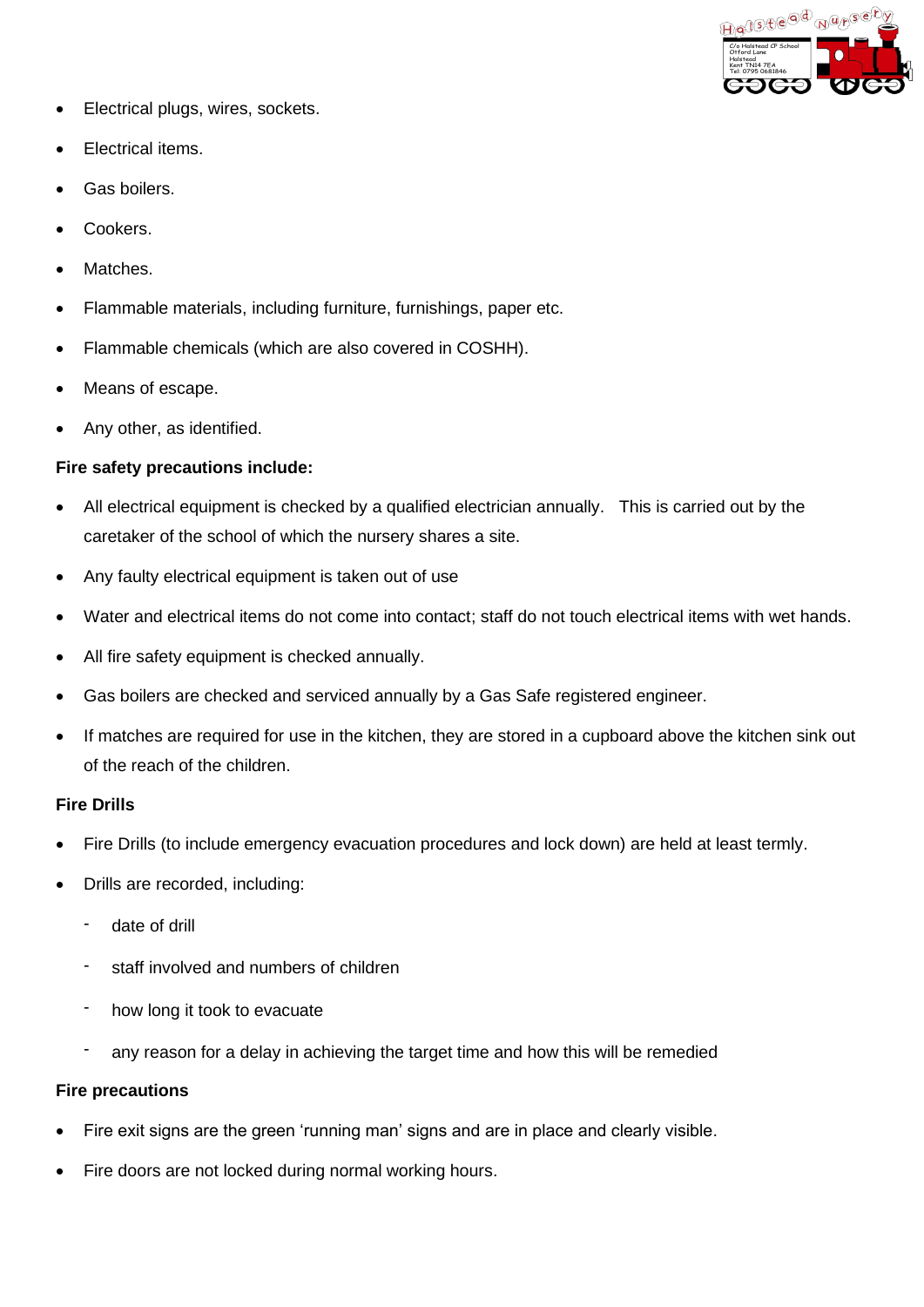- Electrical plugs, wires, sockets.
- Electrical items.
- Gas boilers.
- Cookers.
- Matches.
- Flammable materials, including furniture, furnishings, paper etc.
- Flammable chemicals (which are also covered in COSHH).
- Means of escape.
- Any other, as identified.

**Fire safety precautions include:**

- All electrical equipment is checked by a qualified electrician annually. This is carried out by the caretaker of the school of which the nursery shares a site.
- Any faulty electrical equipment is taken out of use
- Water and electrical items do not come into contact; staff do not touch electrical items with wet hands.
- All fire safety equipment is checked annually.
- Gas boilers are checked and serviced annually by a Gas Safe registered engineer.
- If matches are required for use in the kitchen, they are stored in a cupboard above the kitchen sink out of the reach of the children.

**Fire Drills**

- Fire Drills (to include emergency evacuation procedures and lock down) are held at least termly.
- Drills are recorded, including:
  - date of drill
  - staff involved and numbers of children
  - how long it took to evacuate
  - any reason for a delay in achieving the target time and how this will be remedied

**Fire precautions**

- Fire exit signs are the green 'running man' signs and are in place and clearly visible.
- Fire doors are not locked during normal working hours.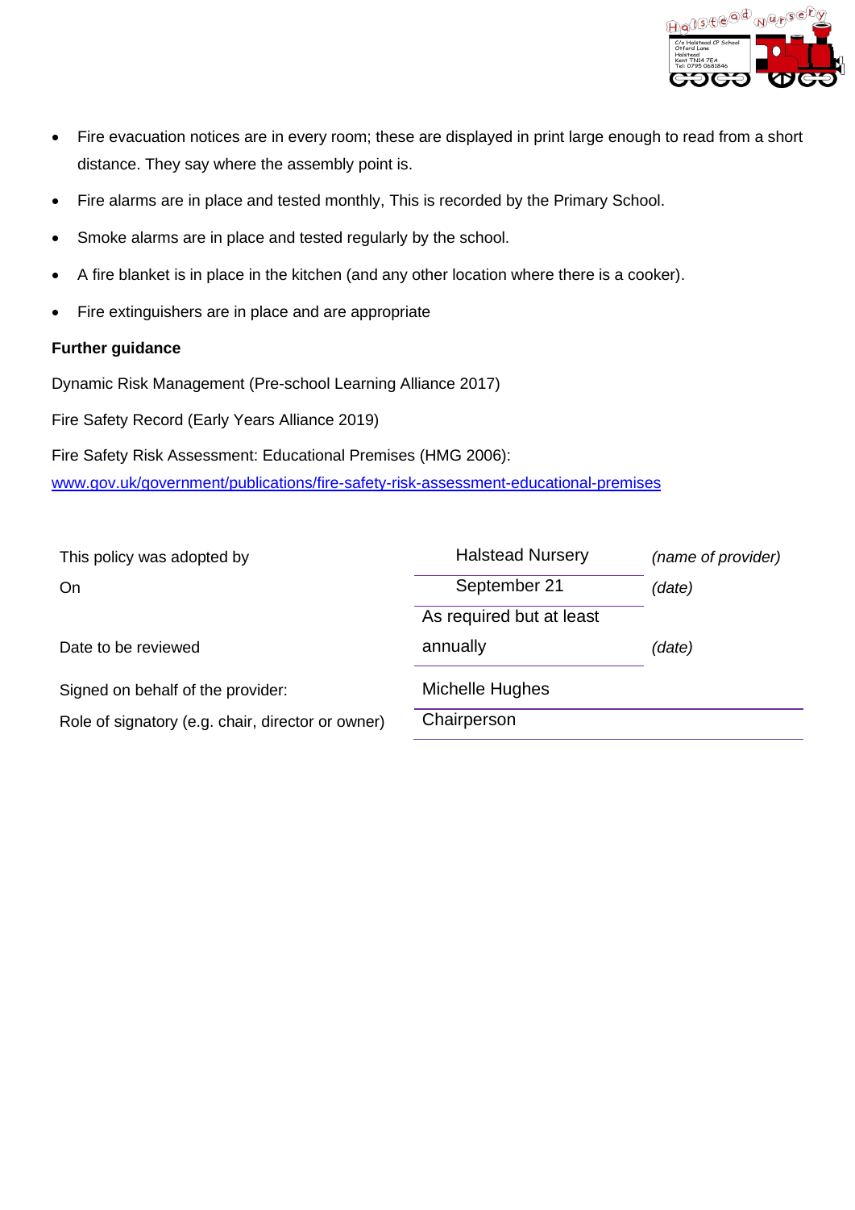- Fire evacuation notices are in every room; these are displayed in print large enough to read from a short distance. They say where the assembly point is.
- Fire alarms are in place and tested monthly, This is recorded by the Primary School.
- Smoke alarms are in place and tested regularly by the school.
- A fire blanket is in place in the kitchen (and any other location where there is a cooker).
- Fire extinguishers are in place and are appropriate

**Further guidance**

Dynamic Risk Management (Pre-school Learning Alliance 2017)

Fire Safety Record (Early Years Alliance 2019)

Fire Safety Risk Assessment: Educational Premises (HMG 2006):
[www.gov.uk/government/publications/fire-safety-risk-assessment-educational-premises](http://www.gov.uk/government/publications/fire-safety-risk-assessment-educational-premises)

| | | |
|---|---|---|
| This policy was adopted by | Halstead Nursery | *(name of provider)* |
| On | September 21 | *(date)* |
| Date to be reviewed | As required but at least annually | *(date)* |
| Signed on behalf of the provider: | Michelle Hughes | |
| Role of signatory (e.g. chair, director or owner) | Chairperson | |